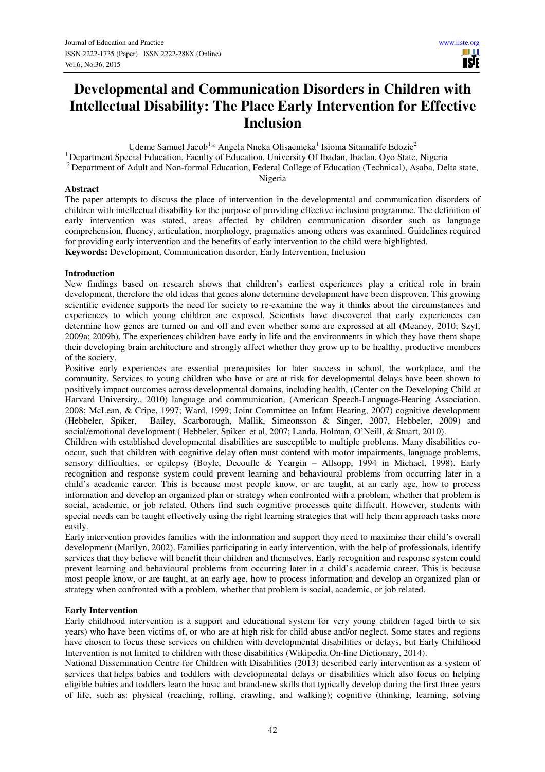# Developmental and Communication Disorders in Children with Intellectual Disability: The Place Early Intervention for Effective Inclusion

Udeme Samuel Jacob[1]* Angela Nneka Olisaemeka[1] Isioma Sitamalife Edozie[2]

[1] Department Special Education, Faculty of Education, University Of Ibadan, Ibadan, Oyo State, Nigeria

[2] Department of Adult and Non-formal Education, Federal College of Education (Technical), Asaba, Delta state, Nigeria

## Abstract

The paper attempts to discuss the place of intervention in the developmental and communication disorders of children with intellectual disability for the purpose of providing effective inclusion programme. The definition of early intervention was stated, areas affected by children communication disorder such as language comprehension, fluency, articulation, morphology, pragmatics among others was examined. Guidelines required for providing early intervention and the benefits of early intervention to the child were highlighted.

**Keywords:** Development, Communication disorder, Early Intervention, Inclusion

## Introduction

New findings based on research shows that children's earliest experiences play a critical role in brain development, therefore the old ideas that genes alone determine development have been disproven. This growing scientific evidence supports the need for society to re-examine the way it thinks about the circumstances and experiences to which young children are exposed. Scientists have discovered that early experiences can determine how genes are turned on and off and even whether some are expressed at all (Meaney, 2010; Szyf, 2009a; 2009b). The experiences children have early in life and the environments in which they have them shape their developing brain architecture and strongly affect whether they grow up to be healthy, productive members of the society.

Positive early experiences are essential prerequisites for later success in school, the workplace, and the community. Services to young children who have or are at risk for developmental delays have been shown to positively impact outcomes across developmental domains, including health, (Center on the Developing Child at Harvard University., 2010) language and communication, (American Speech-Language-Hearing Association. 2008; McLean, & Cripe, 1997; Ward, 1999; Joint Committee on Infant Hearing, 2007) cognitive development (Hebbeler, Spiker, Bailey, Scarborough, Mallik, Simeonsson & Singer, 2007, Hebbeler, 2009) and social/emotional development ( Hebbeler, Spiker et al, 2007; Landa, Holman, O'Neill, & Stuart, 2010).

Children with established developmental disabilities are susceptible to multiple problems. Many disabilities co-occur, such that children with cognitive delay often must contend with motor impairments, language problems, sensory difficulties, or epilepsy (Boyle, Decoufle & Yeargin – Allsopp, 1994 in Michael, 1998). Early recognition and response system could prevent learning and behavioural problems from occurring later in a child's academic career. This is because most people know, or are taught, at an early age, how to process information and develop an organized plan or strategy when confronted with a problem, whether that problem is social, academic, or job related. Others find such cognitive processes quite difficult. However, students with special needs can be taught effectively using the right learning strategies that will help them approach tasks more easily.

Early intervention provides families with the information and support they need to maximize their child's overall development (Marilyn, 2002). Families participating in early intervention, with the help of professionals, identify services that they believe will benefit their children and themselves. Early recognition and response system could prevent learning and behavioural problems from occurring later in a child's academic career. This is because most people know, or are taught, at an early age, how to process information and develop an organized plan or strategy when confronted with a problem, whether that problem is social, academic, or job related.

## Early Intervention

Early childhood intervention is a support and educational system for very young children (aged birth to six years) who have been victims of, or who are at high risk for child abuse and/or neglect. Some states and regions have chosen to focus these services on children with developmental disabilities or delays, but Early Childhood Intervention is not limited to children with these disabilities (Wikipedia On-line Dictionary, 2014).

National Dissemination Centre for Children with Disabilities (2013) described early intervention as a system of services that helps babies and toddlers with developmental delays or disabilities which also focus on helping eligible babies and toddlers learn the basic and brand-new skills that typically develop during the first three years of life, such as: physical (reaching, rolling, crawling, and walking); cognitive (thinking, learning, solving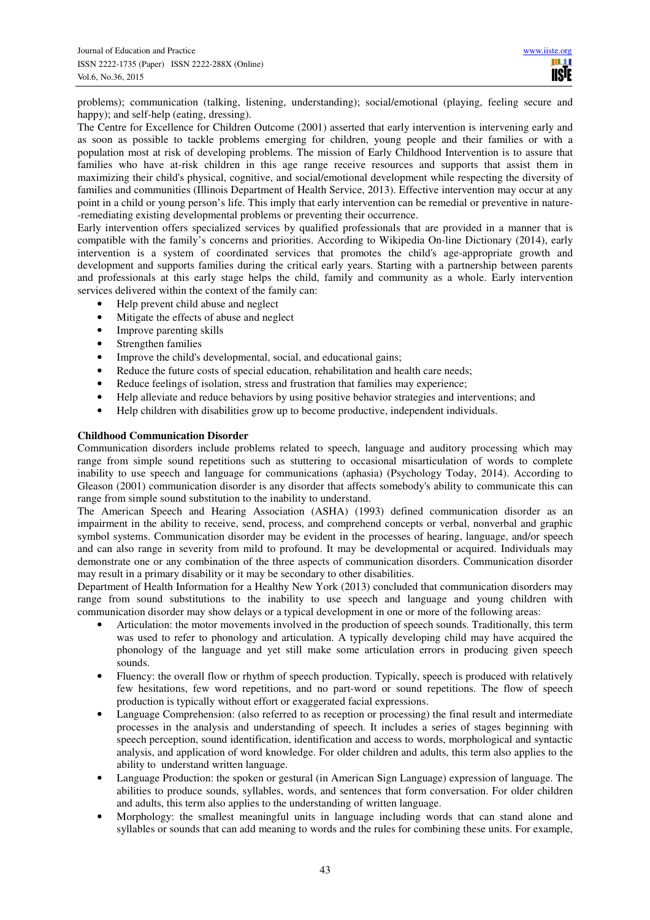problems); communication (talking, listening, understanding); social/emotional (playing, feeling secure and happy); and self-help (eating, dressing).

The Centre for Excellence for Children Outcome (2001) asserted that early intervention is intervening early and as soon as possible to tackle problems emerging for children, young people and their families or with a population most at risk of developing problems. The mission of Early Childhood Intervention is to assure that families who have at-risk children in this age range receive resources and supports that assist them in maximizing their child's physical, cognitive, and social/emotional development while respecting the diversity of families and communities (Illinois Department of Health Service, 2013). Effective intervention may occur at any point in a child or young person's life. This imply that early intervention can be remedial or preventive in nature--remediating existing developmental problems or preventing their occurrence.

Early intervention offers specialized services by qualified professionals that are provided in a manner that is compatible with the family's concerns and priorities. According to Wikipedia On-line Dictionary (2014), early intervention is a system of coordinated services that promotes the child's age-appropriate growth and development and supports families during the critical early years. Starting with a partnership between parents and professionals at this early stage helps the child, family and community as a whole. Early intervention services delivered within the context of the family can:

- Help prevent child abuse and neglect
- Mitigate the effects of abuse and neglect
- Improve parenting skills
- Strengthen families
- Improve the child's developmental, social, and educational gains;
- Reduce the future costs of special education, rehabilitation and health care needs;
- Reduce feelings of isolation, stress and frustration that families may experience;
- Help alleviate and reduce behaviors by using positive behavior strategies and interventions; and
- Help children with disabilities grow up to become productive, independent individuals.

**Childhood Communication Disorder**

Communication disorders include problems related to speech, language and auditory processing which may range from simple sound repetitions such as stuttering to occasional misarticulation of words to complete inability to use speech and language for communications (aphasia) (Psychology Today, 2014). According to Gleason (2001) communication disorder is any disorder that affects somebody's ability to communicate this can range from simple sound substitution to the inability to understand.

The American Speech and Hearing Association (ASHA) (1993) defined communication disorder as an impairment in the ability to receive, send, process, and comprehend concepts or verbal, nonverbal and graphic symbol systems. Communication disorder may be evident in the processes of hearing, language, and/or speech and can also range in severity from mild to profound. It may be developmental or acquired. Individuals may demonstrate one or any combination of the three aspects of communication disorders. Communication disorder may result in a primary disability or it may be secondary to other disabilities.

Department of Health Information for a Healthy New York (2013) concluded that communication disorders may range from sound substitutions to the inability to use speech and language and young children with communication disorder may show delays or a typical development in one or more of the following areas:

- Articulation: the motor movements involved in the production of speech sounds. Traditionally, this term was used to refer to phonology and articulation. A typically developing child may have acquired the phonology of the language and yet still make some articulation errors in producing given speech sounds.
- Fluency: the overall flow or rhythm of speech production. Typically, speech is produced with relatively few hesitations, few word repetitions, and no part-word or sound repetitions. The flow of speech production is typically without effort or exaggerated facial expressions.
- Language Comprehension: (also referred to as reception or processing) the final result and intermediate processes in the analysis and understanding of speech. It includes a series of stages beginning with speech perception, sound identification, identification and access to words, morphological and syntactic analysis, and application of word knowledge. For older children and adults, this term also applies to the ability to understand written language.
- Language Production: the spoken or gestural (in American Sign Language) expression of language. The abilities to produce sounds, syllables, words, and sentences that form conversation. For older children and adults, this term also applies to the understanding of written language.
- Morphology: the smallest meaningful units in language including words that can stand alone and syllables or sounds that can add meaning to words and the rules for combining these units. For example,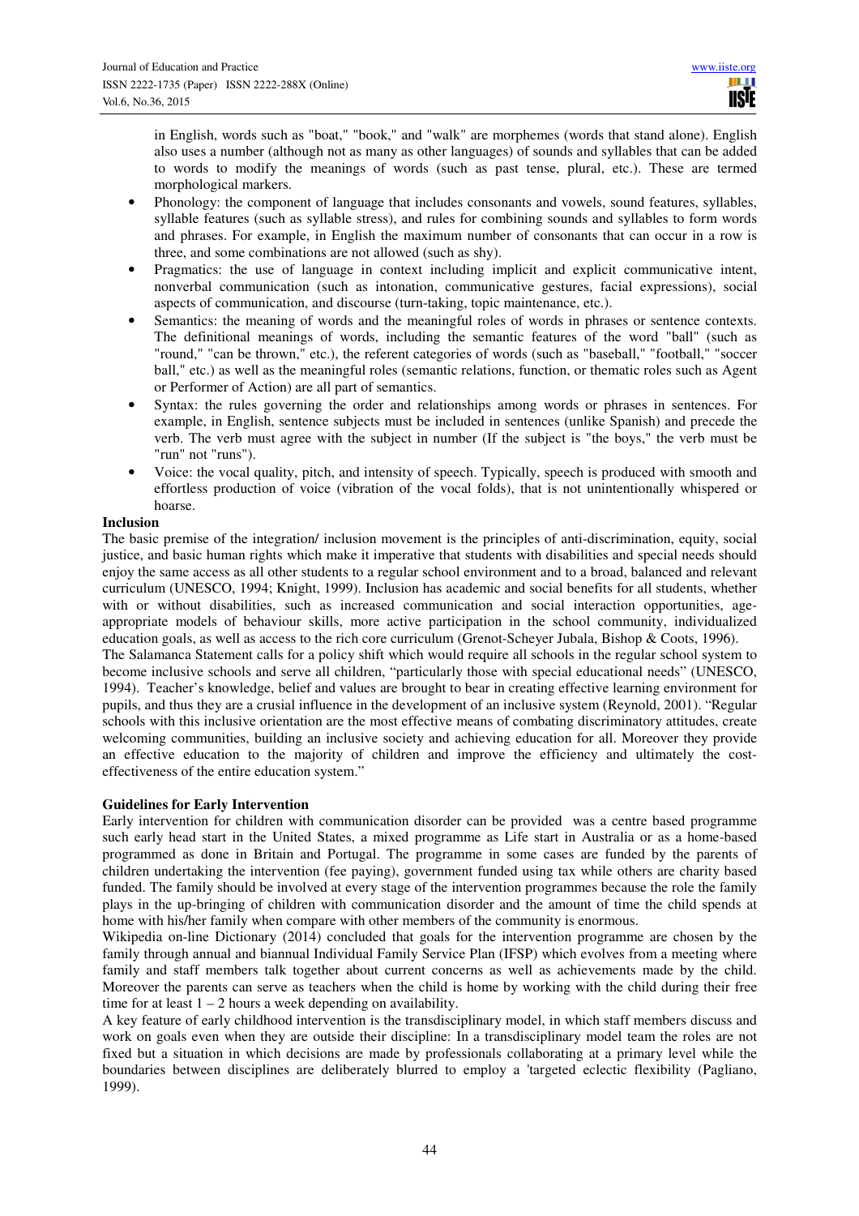in English, words such as "boat," "book," and "walk" are morphemes (words that stand alone). English also uses a number (although not as many as other languages) of sounds and syllables that can be added to words to modify the meanings of words (such as past tense, plural, etc.). These are termed morphological markers.

- Phonology: the component of language that includes consonants and vowels, sound features, syllables, syllable features (such as syllable stress), and rules for combining sounds and syllables to form words and phrases. For example, in English the maximum number of consonants that can occur in a row is three, and some combinations are not allowed (such as shy).
- Pragmatics: the use of language in context including implicit and explicit communicative intent, nonverbal communication (such as intonation, communicative gestures, facial expressions), social aspects of communication, and discourse (turn-taking, topic maintenance, etc.).
- Semantics: the meaning of words and the meaningful roles of words in phrases or sentence contexts. The definitional meanings of words, including the semantic features of the word "ball" (such as "round," "can be thrown," etc.), the referent categories of words (such as "baseball," "football," "soccer ball," etc.) as well as the meaningful roles (semantic relations, function, or thematic roles such as Agent or Performer of Action) are all part of semantics.
- Syntax: the rules governing the order and relationships among words or phrases in sentences. For example, in English, sentence subjects must be included in sentences (unlike Spanish) and precede the verb. The verb must agree with the subject in number (If the subject is "the boys," the verb must be "run" not "runs").
- Voice: the vocal quality, pitch, and intensity of speech. Typically, speech is produced with smooth and effortless production of voice (vibration of the vocal folds), that is not unintentionally whispered or hoarse.

**Inclusion**

The basic premise of the integration/ inclusion movement is the principles of anti-discrimination, equity, social justice, and basic human rights which make it imperative that students with disabilities and special needs should enjoy the same access as all other students to a regular school environment and to a broad, balanced and relevant curriculum (UNESCO, 1994; Knight, 1999). Inclusion has academic and social benefits for all students, whether with or without disabilities, such as increased communication and social interaction opportunities, age-appropriate models of behaviour skills, more active participation in the school community, individualized education goals, as well as access to the rich core curriculum (Grenot-Scheyer Jubala, Bishop & Coots, 1996).

The Salamanca Statement calls for a policy shift which would require all schools in the regular school system to become inclusive schools and serve all children, "particularly those with special educational needs" (UNESCO, 1994). Teacher's knowledge, belief and values are brought to bear in creating effective learning environment for pupils, and thus they are a crusial influence in the development of an inclusive system (Reynold, 2001). "Regular schools with this inclusive orientation are the most effective means of combating discriminatory attitudes, create welcoming communities, building an inclusive society and achieving education for all. Moreover they provide an effective education to the majority of children and improve the efficiency and ultimately the cost-effectiveness of the entire education system."

**Guidelines for Early Intervention**

Early intervention for children with communication disorder can be provided was a centre based programme such early head start in the United States, a mixed programme as Life start in Australia or as a home-based programmed as done in Britain and Portugal. The programme in some cases are funded by the parents of children undertaking the intervention (fee paying), government funded using tax while others are charity based funded. The family should be involved at every stage of the intervention programmes because the role the family plays in the up-bringing of children with communication disorder and the amount of time the child spends at home with his/her family when compare with other members of the community is enormous.

Wikipedia on-line Dictionary (2014) concluded that goals for the intervention programme are chosen by the family through annual and biannual Individual Family Service Plan (IFSP) which evolves from a meeting where family and staff members talk together about current concerns as well as achievements made by the child. Moreover the parents can serve as teachers when the child is home by working with the child during their free time for at least 1 – 2 hours a week depending on availability.

A key feature of early childhood intervention is the transdisciplinary model, in which staff members discuss and work on goals even when they are outside their discipline: In a transdisciplinary model team the roles are not fixed but a situation in which decisions are made by professionals collaborating at a primary level while the boundaries between disciplines are deliberately blurred to employ a 'targeted eclectic flexibility (Pagliano, 1999).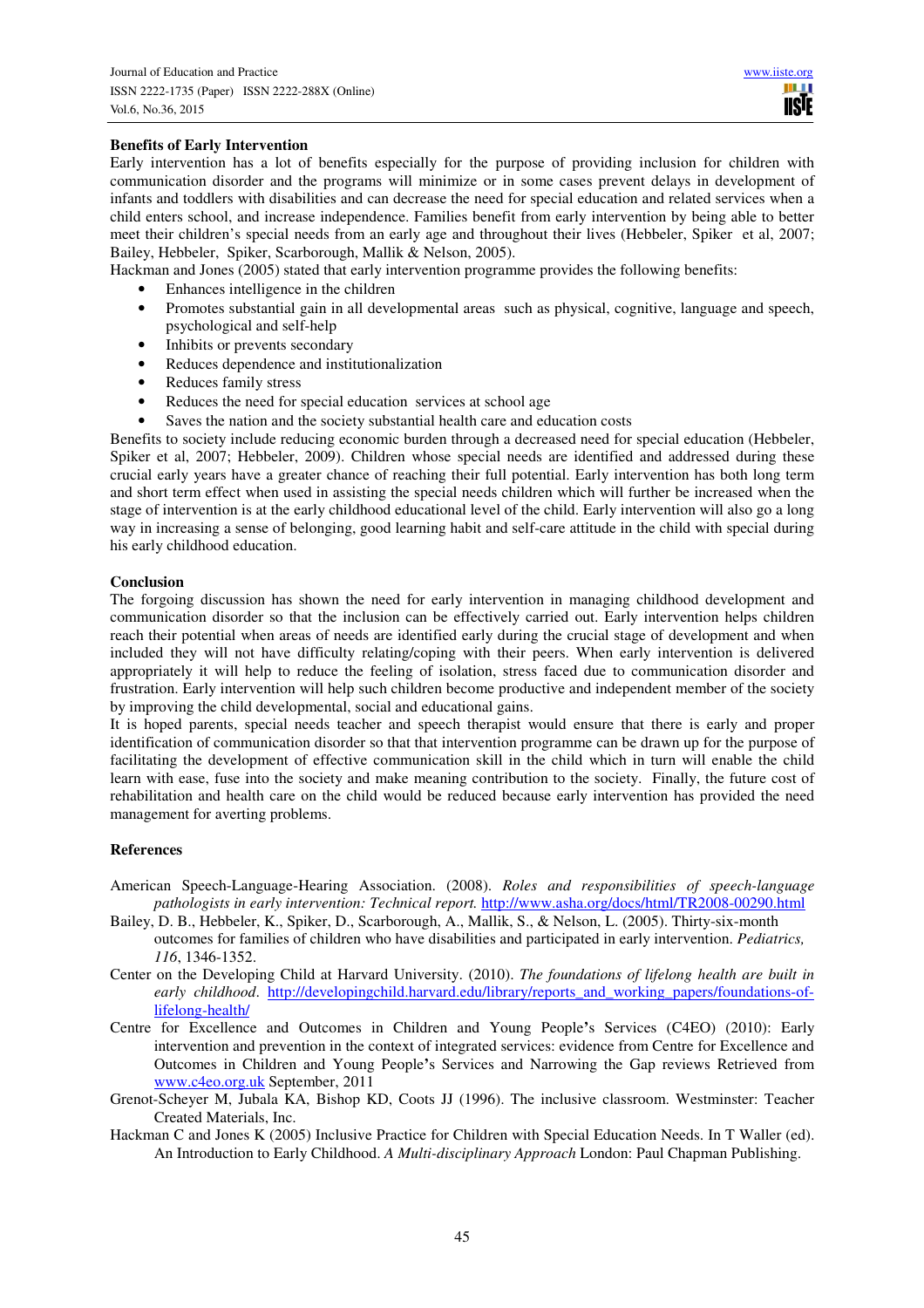## Benefits of Early Intervention

Early intervention has a lot of benefits especially for the purpose of providing inclusion for children with communication disorder and the programs will minimize or in some cases prevent delays in development of infants and toddlers with disabilities and can decrease the need for special education and related services when a child enters school, and increase independence. Families benefit from early intervention by being able to better meet their children's special needs from an early age and throughout their lives (Hebbeler, Spiker et al, 2007; Bailey, Hebbeler, Spiker, Scarborough, Mallik & Nelson, 2005).

Hackman and Jones (2005) stated that early intervention programme provides the following benefits:

- Enhances intelligence in the children
- Promotes substantial gain in all developmental areas such as physical, cognitive, language and speech, psychological and self-help
- Inhibits or prevents secondary
- Reduces dependence and institutionalization
- Reduces family stress
- Reduces the need for special education services at school age
- Saves the nation and the society substantial health care and education costs

Benefits to society include reducing economic burden through a decreased need for special education (Hebbeler, Spiker et al, 2007; Hebbeler, 2009). Children whose special needs are identified and addressed during these crucial early years have a greater chance of reaching their full potential. Early intervention has both long term and short term effect when used in assisting the special needs children which will further be increased when the stage of intervention is at the early childhood educational level of the child. Early intervention will also go a long way in increasing a sense of belonging, good learning habit and self-care attitude in the child with special during his early childhood education.

## Conclusion

The forgoing discussion has shown the need for early intervention in managing childhood development and communication disorder so that the inclusion can be effectively carried out. Early intervention helps children reach their potential when areas of needs are identified early during the crucial stage of development and when included they will not have difficulty relating/coping with their peers. When early intervention is delivered appropriately it will help to reduce the feeling of isolation, stress faced due to communication disorder and frustration. Early intervention will help such children become productive and independent member of the society by improving the child developmental, social and educational gains.

It is hoped parents, special needs teacher and speech therapist would ensure that there is early and proper identification of communication disorder so that that intervention programme can be drawn up for the purpose of facilitating the development of effective communication skill in the child which in turn will enable the child learn with ease, fuse into the society and make meaning contribution to the society. Finally, the future cost of rehabilitation and health care on the child would be reduced because early intervention has provided the need management for averting problems.

## References

American Speech-Language-Hearing Association. (2008). *Roles and responsibilities of speech-language pathologists in early intervention: Technical report.* http://www.asha.org/docs/html/TR2008-00290.html

Bailey, D. B., Hebbeler, K., Spiker, D., Scarborough, A., Mallik, S., & Nelson, L. (2005). Thirty-six-month outcomes for families of children who have disabilities and participated in early intervention. *Pediatrics, 116*, 1346-1352.

Center on the Developing Child at Harvard University. (2010). *The foundations of lifelong health are built in early childhood*. http://developingchild.harvard.edu/library/reports_and_working_papers/foundations-of-lifelong-health/

Centre for Excellence and Outcomes in Children and Young People's Services (C4EO) (2010): Early intervention and prevention in the context of integrated services: evidence from Centre for Excellence and Outcomes in Children and Young People's Services and Narrowing the Gap reviews Retrieved from www.c4eo.org.uk September, 2011

Grenot-Scheyer M, Jubala KA, Bishop KD, Coots JJ (1996). The inclusive classroom. Westminster: Teacher Created Materials, Inc.

Hackman C and Jones K (2005) Inclusive Practice for Children with Special Education Needs. In T Waller (ed). An Introduction to Early Childhood. *A Multi-disciplinary Approach* London: Paul Chapman Publishing.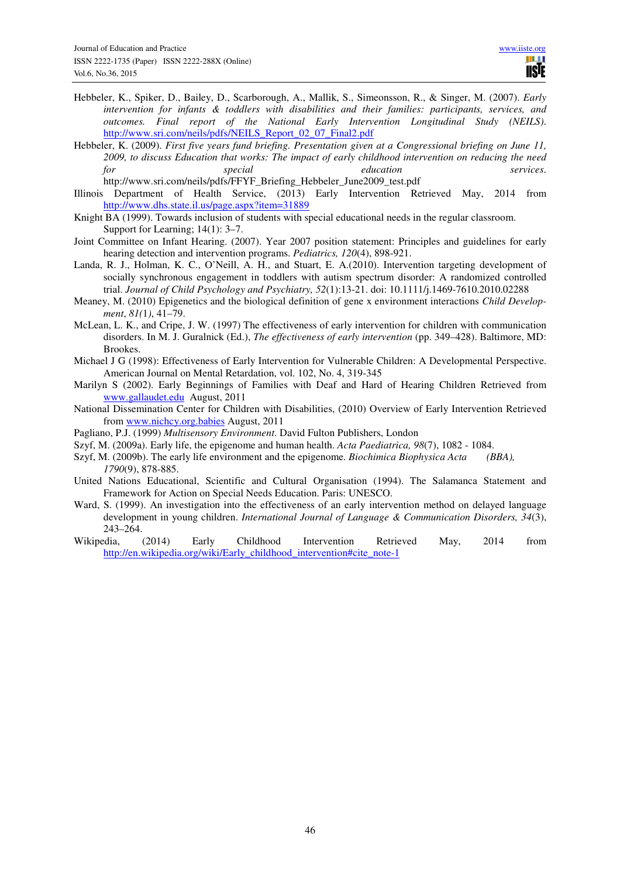Hebbeler, K., Spiker, D., Bailey, D., Scarborough, A., Mallik, S., Simeonsson, R., & Singer, M. (2007). *Early intervention for infants & toddlers with disabilities and their families: participants, services, and outcomes. Final report of the National Early Intervention Longitudinal Study (NEILS).* http://www.sri.com/neils/pdfs/NEILS_Report_02_07_Final2.pdf

Hebbeler, K. (2009). *First five years fund briefing. Presentation given at a Congressional briefing on June 11, 2009, to discuss Education that works: The impact of early childhood intervention on reducing the need for special education services.* http://www.sri.com/neils/pdfs/FFYF_Briefing_Hebbeler_June2009_test.pdf

Illinois Department of Health Service, (2013) Early Intervention Retrieved May, 2014 from http://www.dhs.state.il.us/page.aspx?item=31889

Knight BA (1999). Towards inclusion of students with special educational needs in the regular classroom. Support for Learning; 14(1): 3–7.

Joint Committee on Infant Hearing. (2007). Year 2007 position statement: Principles and guidelines for early hearing detection and intervention programs. *Pediatrics, 120*(4), 898-921.

Landa, R. J., Holman, K. C., O'Neill, A. H., and Stuart, E. A.(2010). Intervention targeting development of socially synchronous engagement in toddlers with autism spectrum disorder: A randomized controlled trial. *Journal of Child Psychology and Psychiatry, 52*(1):13-21. doi: 10.1111/j.1469-7610.2010.02288

Meaney, M. (2010) Epigenetics and the biological definition of gene x environment interactions *Child Development*, *81(1)*, 41–79.

McLean, L. K., and Cripe, J. W. (1997) The effectiveness of early intervention for children with communication disorders. In M. J. Guralnick (Ed.), *The effectiveness of early intervention* (pp. 349–428). Baltimore, MD: Brookes.

Michael J G (1998): Effectiveness of Early Intervention for Vulnerable Children: A Developmental Perspective. American Journal on Mental Retardation, vol. 102, No. 4, 319-345

Marilyn S (2002). Early Beginnings of Families with Deaf and Hard of Hearing Children Retrieved from www.gallaudet.edu August, 2011

National Dissemination Center for Children with Disabilities, (2010) Overview of Early Intervention Retrieved from www.nichcy.org.babies August, 2011

Pagliano, P.J. (1999) *Multisensory Environment*. David Fulton Publishers, London

Szyf, M. (2009a). Early life, the epigenome and human health. *Acta Paediatrica, 98*(7), 1082 - 1084.

Szyf, M. (2009b). The early life environment and the epigenome. *Biochimica Biophysica Acta (BBA), 1790*(9), 878-885.

United Nations Educational, Scientific and Cultural Organisation (1994). The Salamanca Statement and Framework for Action on Special Needs Education. Paris: UNESCO.

Ward, S. (1999). An investigation into the effectiveness of an early intervention method on delayed language development in young children. *International Journal of Language & Communication Disorders, 34*(3), 243–264.

Wikipedia, (2014) Early Childhood Intervention Retrieved May, 2014 from http://en.wikipedia.org/wiki/Early_childhood_intervention#cite_note-1